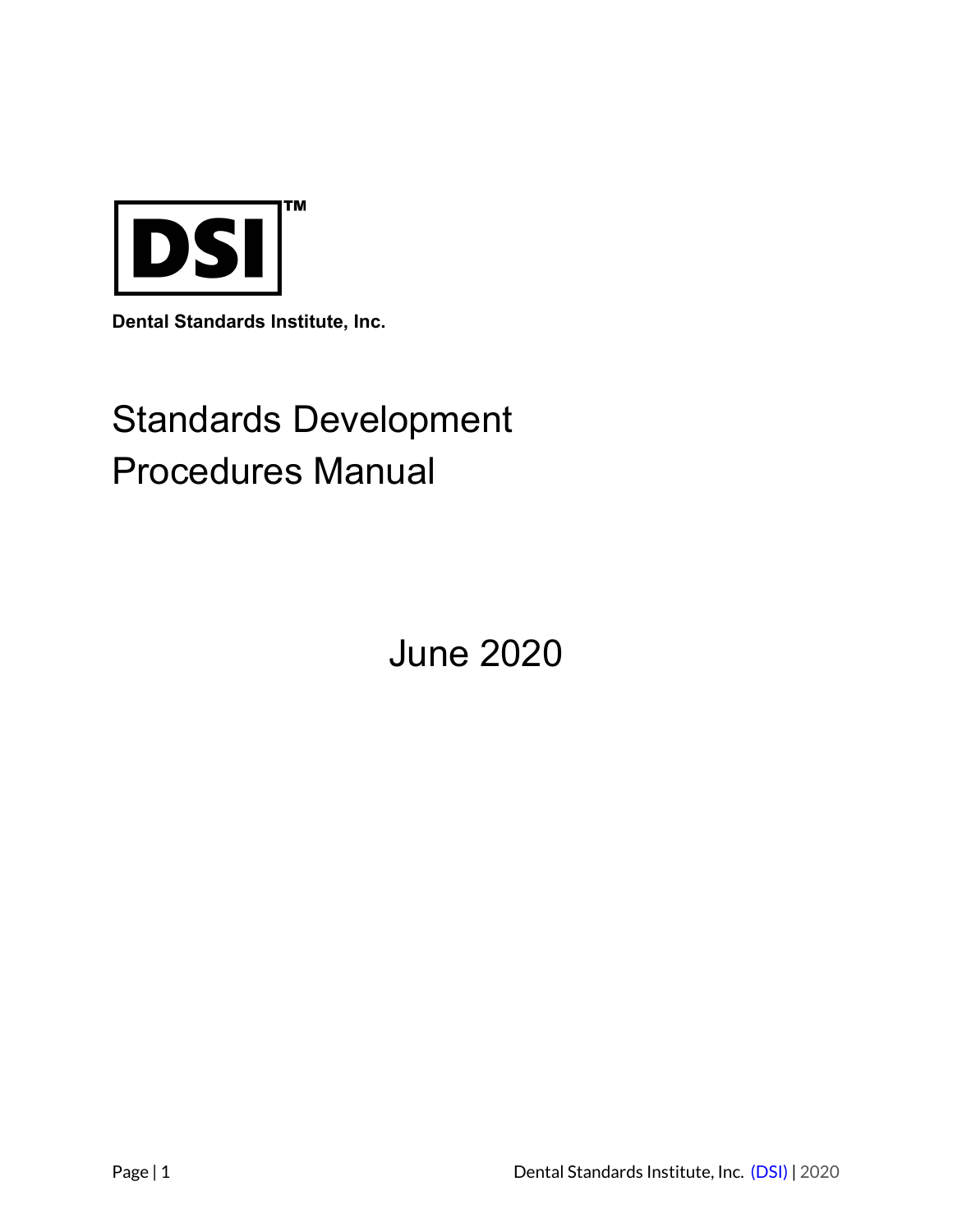**DSI™**

**Dental Standards Institute, Inc.**

# Standards Development Procedures Manual

June 2020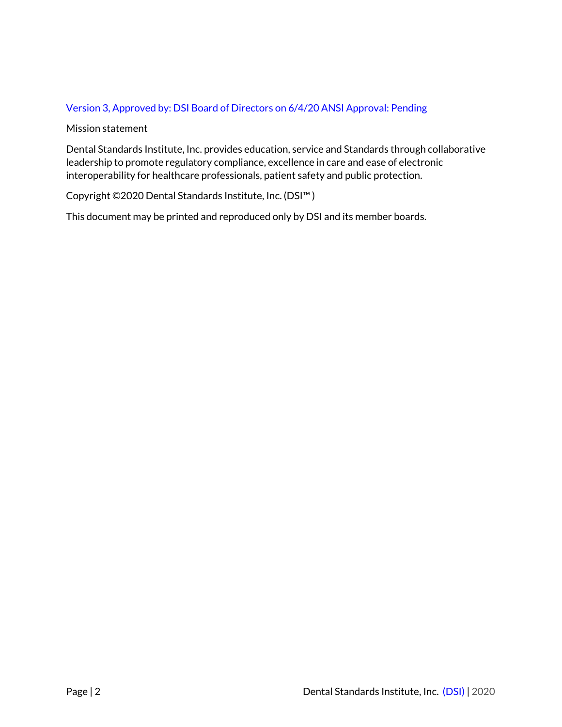Version 3, Approved by: DSI Board of Directors on 6/4/20 ANSI Approval: Pending

Mission statement

Dental Standards Institute, Inc. provides education, service and Standards through collaborative leadership to promote regulatory compliance, excellence in care and ease of electronic interoperability for healthcare professionals, patient safety and public protection.

Copyright ©2020 Dental Standards Institute, Inc. (DSI™ )

This document may be printed and reproduced only by DSI and its member boards.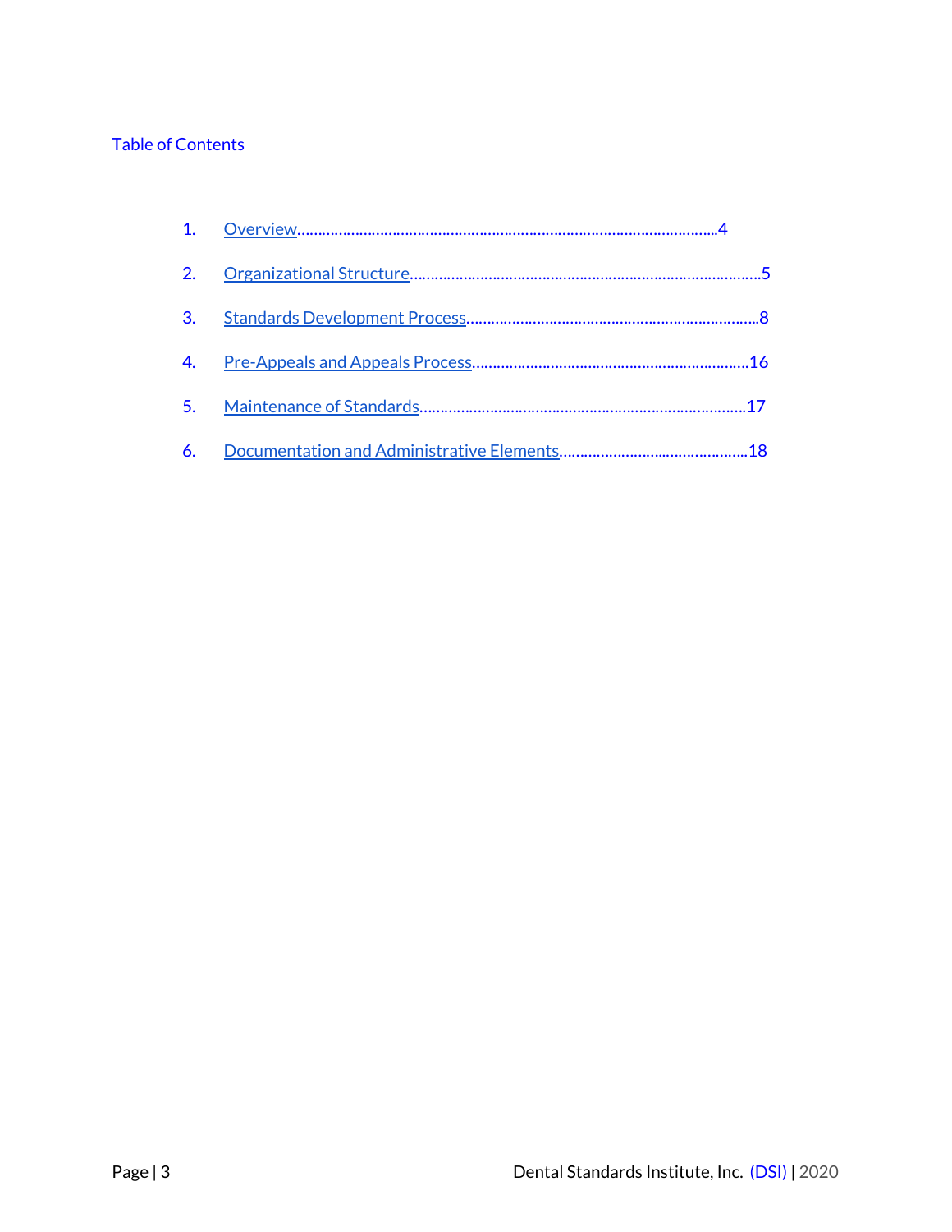## Table of Contents

1. Overview……………………………………………………………………………………….4
2. Organizational Structure………………………………………………………………………5
3. Standards Development Process………………………………………………………………8
4. Pre-Appeals and Appeals Process……………………………………………………………16
5. Maintenance of Standards……………………………………………………………………17
6. Documentation and Administrative Elements………………………………………………18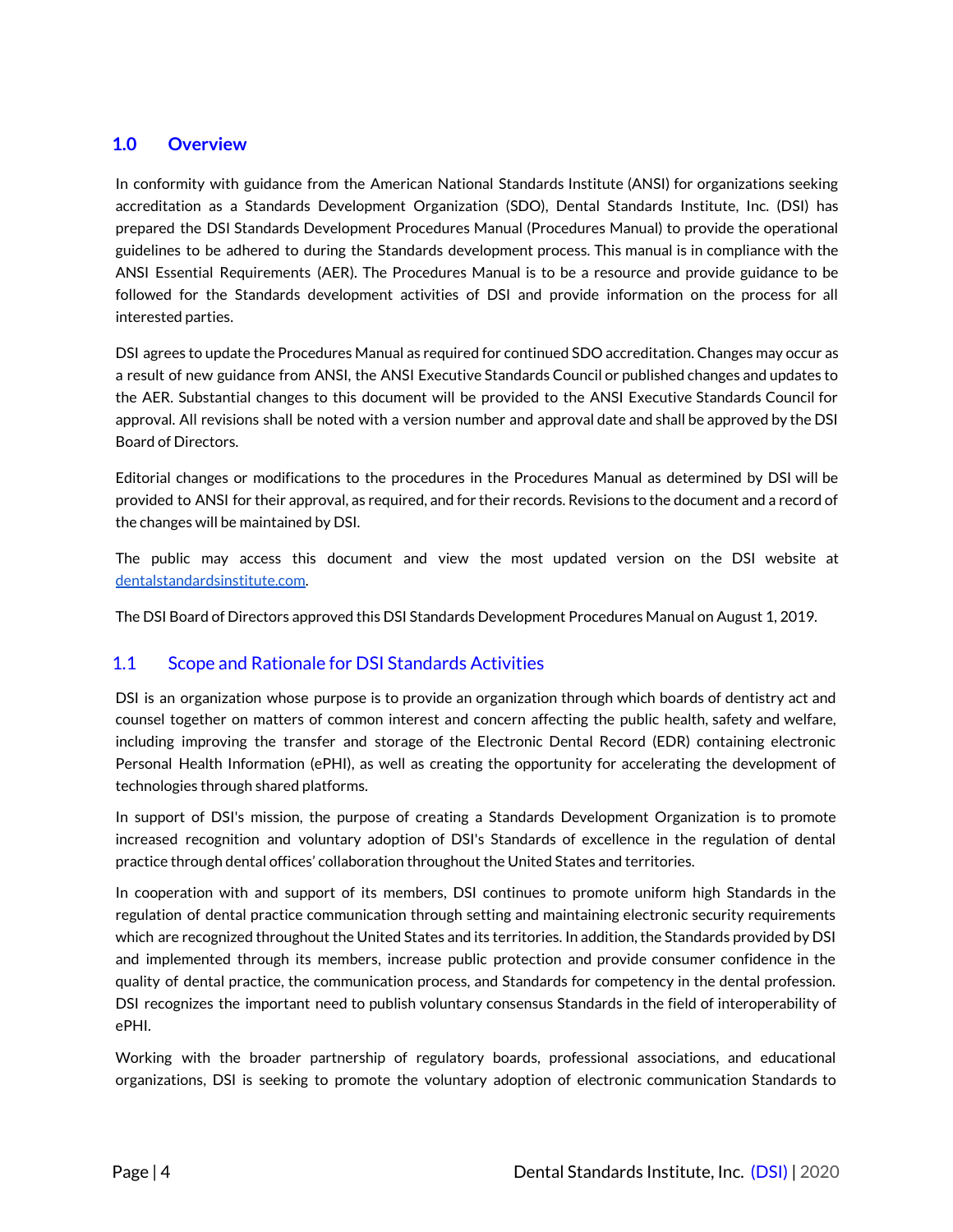## 1.0 Overview

In conformity with guidance from the American National Standards Institute (ANSI) for organizations seeking accreditation as a Standards Development Organization (SDO), Dental Standards Institute, Inc. (DSI) has prepared the DSI Standards Development Procedures Manual (Procedures Manual) to provide the operational guidelines to be adhered to during the Standards development process. This manual is in compliance with the ANSI Essential Requirements (AER). The Procedures Manual is to be a resource and provide guidance to be followed for the Standards development activities of DSI and provide information on the process for all interested parties.

DSI agrees to update the Procedures Manual as required for continued SDO accreditation. Changes may occur as a result of new guidance from ANSI, the ANSI Executive Standards Council or published changes and updates to the AER. Substantial changes to this document will be provided to the ANSI Executive Standards Council for approval. All revisions shall be noted with a version number and approval date and shall be approved by the DSI Board of Directors.

Editorial changes or modifications to the procedures in the Procedures Manual as determined by DSI will be provided to ANSI for their approval, as required, and for their records. Revisions to the document and a record of the changes will be maintained by DSI.

The public may access this document and view the most updated version on the DSI website at [dentalstandardsinstitute.com](dentalstandardsinstitute.com).

The DSI Board of Directors approved this DSI Standards Development Procedures Manual on August 1, 2019.

### 1.1 Scope and Rationale for DSI Standards Activities

DSI is an organization whose purpose is to provide an organization through which boards of dentistry act and counsel together on matters of common interest and concern affecting the public health, safety and welfare, including improving the transfer and storage of the Electronic Dental Record (EDR) containing electronic Personal Health Information (ePHI), as well as creating the opportunity for accelerating the development of technologies through shared platforms.

In support of DSI's mission, the purpose of creating a Standards Development Organization is to promote increased recognition and voluntary adoption of DSI's Standards of excellence in the regulation of dental practice through dental offices' collaboration throughout the United States and territories.

In cooperation with and support of its members, DSI continues to promote uniform high Standards in the regulation of dental practice communication through setting and maintaining electronic security requirements which are recognized throughout the United States and its territories. In addition, the Standards provided by DSI and implemented through its members, increase public protection and provide consumer confidence in the quality of dental practice, the communication process, and Standards for competency in the dental profession. DSI recognizes the important need to publish voluntary consensus Standards in the field of interoperability of ePHI.

Working with the broader partnership of regulatory boards, professional associations, and educational organizations, DSI is seeking to promote the voluntary adoption of electronic communication Standards to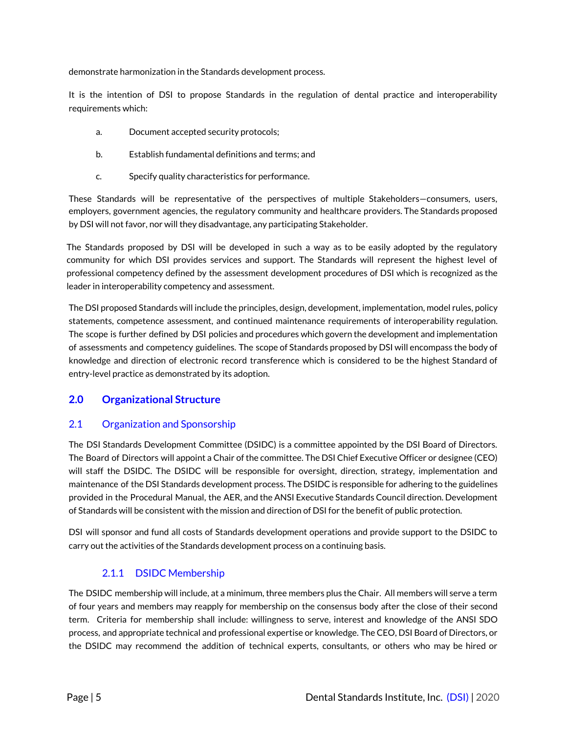demonstrate harmonization in the Standards development process.

It is the intention of DSI to propose Standards in the regulation of dental practice and interoperability requirements which:

a. Document accepted security protocols;

b. Establish fundamental definitions and terms; and

c. Specify quality characteristics for performance.

These Standards will be representative of the perspectives of multiple Stakeholders—consumers, users, employers, government agencies, the regulatory community and healthcare providers. The Standards proposed by DSI will not favor, nor will they disadvantage, any participating Stakeholder.

The Standards proposed by DSI will be developed in such a way as to be easily adopted by the regulatory community for which DSI provides services and support. The Standards will represent the highest level of professional competency defined by the assessment development procedures of DSI which is recognized as the leader in interoperability competency and assessment.

The DSI proposed Standards will include the principles, design, development, implementation, model rules, policy statements, competence assessment, and continued maintenance requirements of interoperability regulation. The scope is further defined by DSI policies and procedures which govern the development and implementation of assessments and competency guidelines. The scope of Standards proposed by DSI will encompass the body of knowledge and direction of electronic record transference which is considered to be the highest Standard of entry-level practice as demonstrated by its adoption.

## 2.0 Organizational Structure

### 2.1 Organization and Sponsorship

The DSI Standards Development Committee (DSIDC) is a committee appointed by the DSI Board of Directors. The Board of Directors will appoint a Chair of the committee. The DSI Chief Executive Officer or designee (CEO) will staff the DSIDC. The DSIDC will be responsible for oversight, direction, strategy, implementation and maintenance of the DSI Standards development process. The DSIDC is responsible for adhering to the guidelines provided in the Procedural Manual, the AER, and the ANSI Executive Standards Council direction. Development of Standards will be consistent with the mission and direction of DSI for the benefit of public protection.

DSI will sponsor and fund all costs of Standards development operations and provide support to the DSIDC to carry out the activities of the Standards development process on a continuing basis.

#### 2.1.1 DSIDC Membership

The DSIDC membership will include, at a minimum, three members plus the Chair. All members will serve a term of four years and members may reapply for membership on the consensus body after the close of their second term. Criteria for membership shall include: willingness to serve, interest and knowledge of the ANSI SDO process, and appropriate technical and professional expertise or knowledge. The CEO, DSI Board of Directors, or the DSIDC may recommend the addition of technical experts, consultants, or others who may be hired or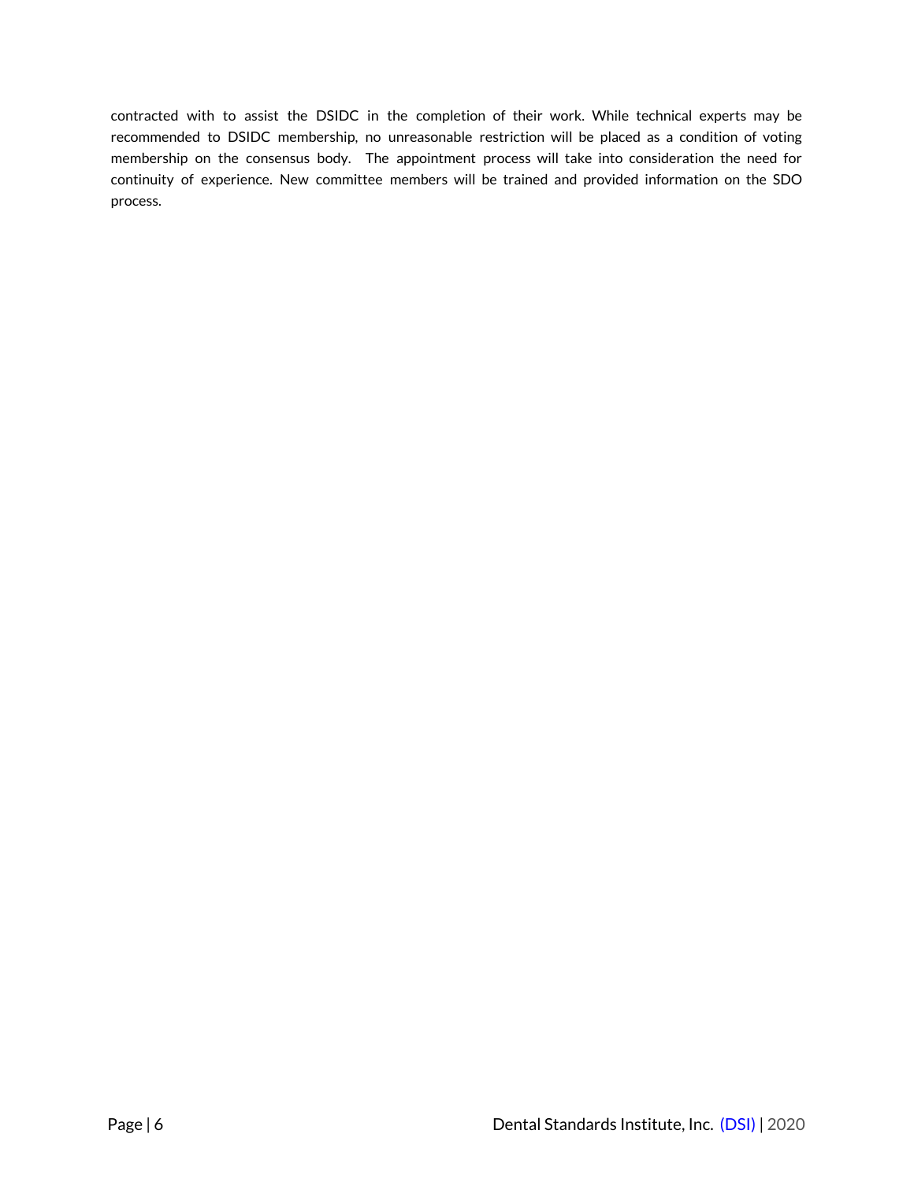contracted with to assist the DSIDC in the completion of their work. While technical experts may be recommended to DSIDC membership, no unreasonable restriction will be placed as a condition of voting membership on the consensus body. The appointment process will take into consideration the need for continuity of experience. New committee members will be trained and provided information on the SDO process.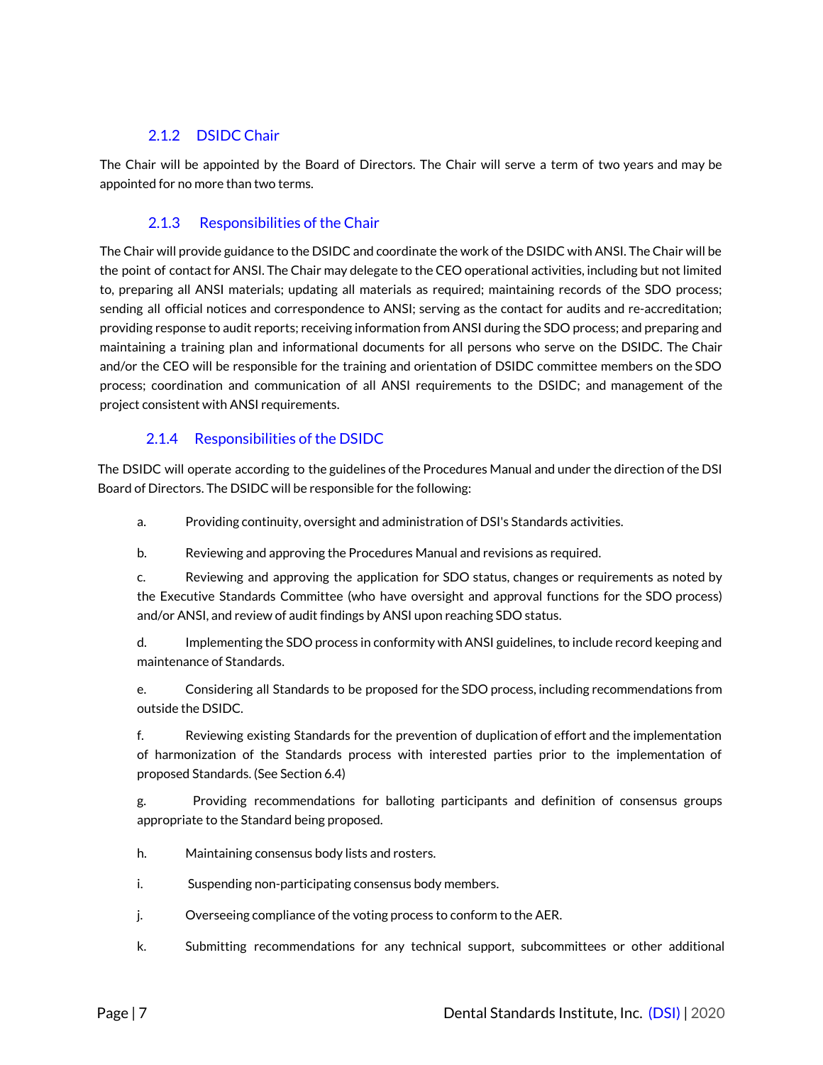### 2.1.2 DSIDC Chair

The Chair will be appointed by the Board of Directors. The Chair will serve a term of two years and may be appointed for no more than two terms.

### 2.1.3 Responsibilities of the Chair

The Chair will provide guidance to the DSIDC and coordinate the work of the DSIDC with ANSI. The Chair will be the point of contact for ANSI. The Chair may delegate to the CEO operational activities, including but not limited to, preparing all ANSI materials; updating all materials as required; maintaining records of the SDO process; sending all official notices and correspondence to ANSI; serving as the contact for audits and re-accreditation; providing response to audit reports; receiving information from ANSI during the SDO process; and preparing and maintaining a training plan and informational documents for all persons who serve on the DSIDC. The Chair and/or the CEO will be responsible for the training and orientation of DSIDC committee members on the SDO process; coordination and communication of all ANSI requirements to the DSIDC; and management of the project consistent with ANSI requirements.

### 2.1.4 Responsibilities of the DSIDC

The DSIDC will operate according to the guidelines of the Procedures Manual and under the direction of the DSI Board of Directors. The DSIDC will be responsible for the following:

a. Providing continuity, oversight and administration of DSI's Standards activities.

b. Reviewing and approving the Procedures Manual and revisions as required.

c. Reviewing and approving the application for SDO status, changes or requirements as noted by the Executive Standards Committee (who have oversight and approval functions for the SDO process) and/or ANSI, and review of audit findings by ANSI upon reaching SDO status.

d. Implementing the SDO process in conformity with ANSI guidelines, to include record keeping and maintenance of Standards.

e. Considering all Standards to be proposed for the SDO process, including recommendations from outside the DSIDC.

f. Reviewing existing Standards for the prevention of duplication of effort and the implementation of harmonization of the Standards process with interested parties prior to the implementation of proposed Standards. (See Section 6.4)

g. Providing recommendations for balloting participants and definition of consensus groups appropriate to the Standard being proposed.

h. Maintaining consensus body lists and rosters.

i. Suspending non-participating consensus body members.

j. Overseeing compliance of the voting process to conform to the AER.

k. Submitting recommendations for any technical support, subcommittees or other additional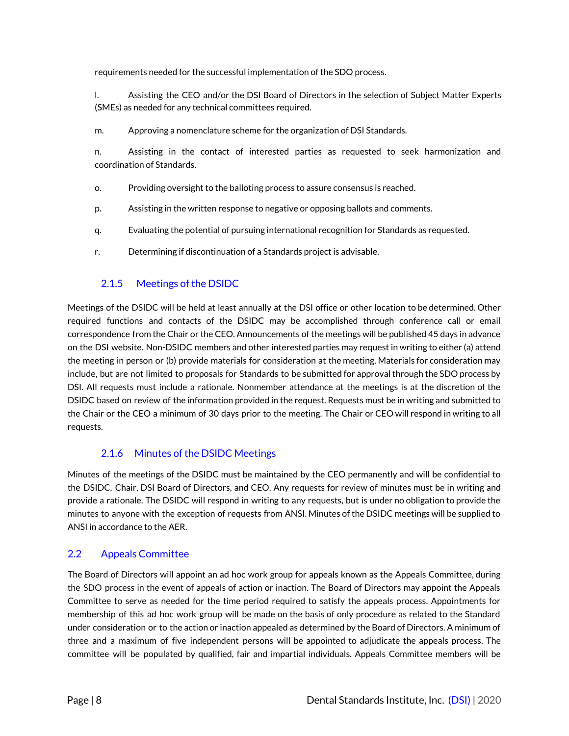requirements needed for the successful implementation of the SDO process.

l. Assisting the CEO and/or the DSI Board of Directors in the selection of Subject Matter Experts (SMEs) as needed for any technical committees required.

m. Approving a nomenclature scheme for the organization of DSI Standards.

n. Assisting in the contact of interested parties as requested to seek harmonization and coordination of Standards.

o. Providing oversight to the balloting process to assure consensus is reached.

p. Assisting in the written response to negative or opposing ballots and comments.

q. Evaluating the potential of pursuing international recognition for Standards as requested.

r. Determining if discontinuation of a Standards project is advisable.

### 2.1.5 Meetings of the DSIDC

Meetings of the DSIDC will be held at least annually at the DSI office or other location to be determined. Other required functions and contacts of the DSIDC may be accomplished through conference call or email correspondence from the Chair or the CEO. Announcements of the meetings will be published 45 days in advance on the DSI website. Non-DSIDC members and other interested parties may request in writing to either (a) attend the meeting in person or (b) provide materials for consideration at the meeting. Materials for consideration may include, but are not limited to proposals for Standards to be submitted for approval through the SDO process by DSI. All requests must include a rationale. Nonmember attendance at the meetings is at the discretion of the DSIDC based on review of the information provided in the request. Requests must be in writing and submitted to the Chair or the CEO a minimum of 30 days prior to the meeting. The Chair or CEO will respond in writing to all requests.

### 2.1.6 Minutes of the DSIDC Meetings

Minutes of the meetings of the DSIDC must be maintained by the CEO permanently and will be confidential to the DSIDC, Chair, DSI Board of Directors, and CEO. Any requests for review of minutes must be in writing and provide a rationale. The DSIDC will respond in writing to any requests, but is under no obligation to provide the minutes to anyone with the exception of requests from ANSI. Minutes of the DSIDC meetings will be supplied to ANSI in accordance to the AER.

## 2.2 Appeals Committee

The Board of Directors will appoint an ad hoc work group for appeals known as the Appeals Committee, during the SDO process in the event of appeals of action or inaction. The Board of Directors may appoint the Appeals Committee to serve as needed for the time period required to satisfy the appeals process. Appointments for membership of this ad hoc work group will be made on the basis of only procedure as related to the Standard under consideration or to the action or inaction appealed as determined by the Board of Directors. A minimum of three and a maximum of five independent persons will be appointed to adjudicate the appeals process. The committee will be populated by qualified, fair and impartial individuals. Appeals Committee members will be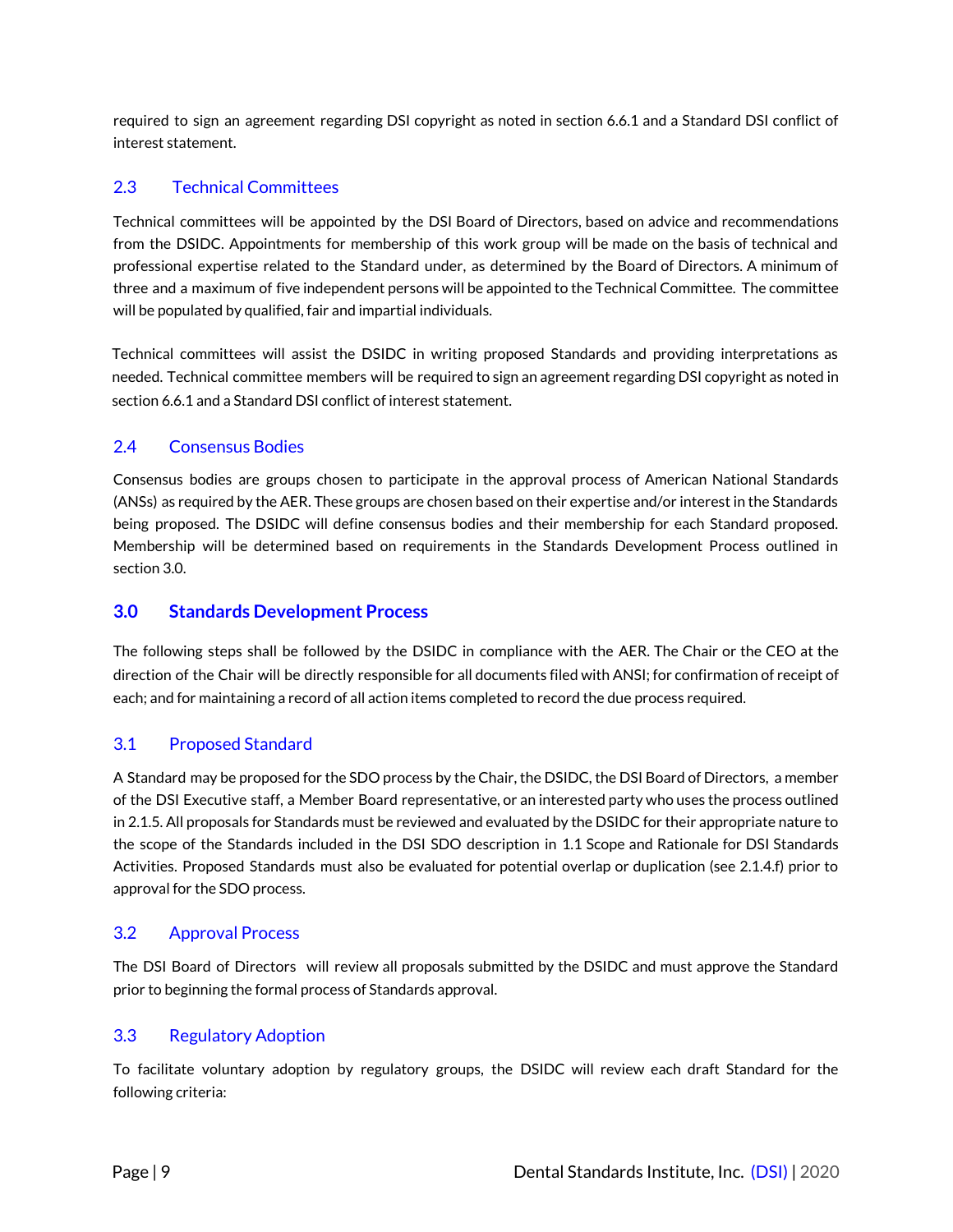required to sign an agreement regarding DSI copyright as noted in section 6.6.1 and a Standard DSI conflict of interest statement.

### 2.3 Technical Committees

Technical committees will be appointed by the DSI Board of Directors, based on advice and recommendations from the DSIDC. Appointments for membership of this work group will be made on the basis of technical and professional expertise related to the Standard under, as determined by the Board of Directors. A minimum of three and a maximum of five independent persons will be appointed to the Technical Committee. The committee will be populated by qualified, fair and impartial individuals.

Technical committees will assist the DSIDC in writing proposed Standards and providing interpretations as needed. Technical committee members will be required to sign an agreement regarding DSI copyright as noted in section 6.6.1 and a Standard DSI conflict of interest statement.

### 2.4 Consensus Bodies

Consensus bodies are groups chosen to participate in the approval process of American National Standards (ANSs) as required by the AER. These groups are chosen based on their expertise and/or interest in the Standards being proposed. The DSIDC will define consensus bodies and their membership for each Standard proposed. Membership will be determined based on requirements in the Standards Development Process outlined in section 3.0.

## 3.0 Standards Development Process

The following steps shall be followed by the DSIDC in compliance with the AER. The Chair or the CEO at the direction of the Chair will be directly responsible for all documents filed with ANSI; for confirmation of receipt of each; and for maintaining a record of all action items completed to record the due process required.

### 3.1 Proposed Standard

A Standard may be proposed for the SDO process by the Chair, the DSIDC, the DSI Board of Directors, a member of the DSI Executive staff, a Member Board representative, or an interested party who uses the process outlined in 2.1.5. All proposals for Standards must be reviewed and evaluated by the DSIDC for their appropriate nature to the scope of the Standards included in the DSI SDO description in 1.1 Scope and Rationale for DSI Standards Activities. Proposed Standards must also be evaluated for potential overlap or duplication (see 2.1.4.f) prior to approval for the SDO process.

### 3.2 Approval Process

The DSI Board of Directors will review all proposals submitted by the DSIDC and must approve the Standard prior to beginning the formal process of Standards approval.

### 3.3 Regulatory Adoption

To facilitate voluntary adoption by regulatory groups, the DSIDC will review each draft Standard for the following criteria: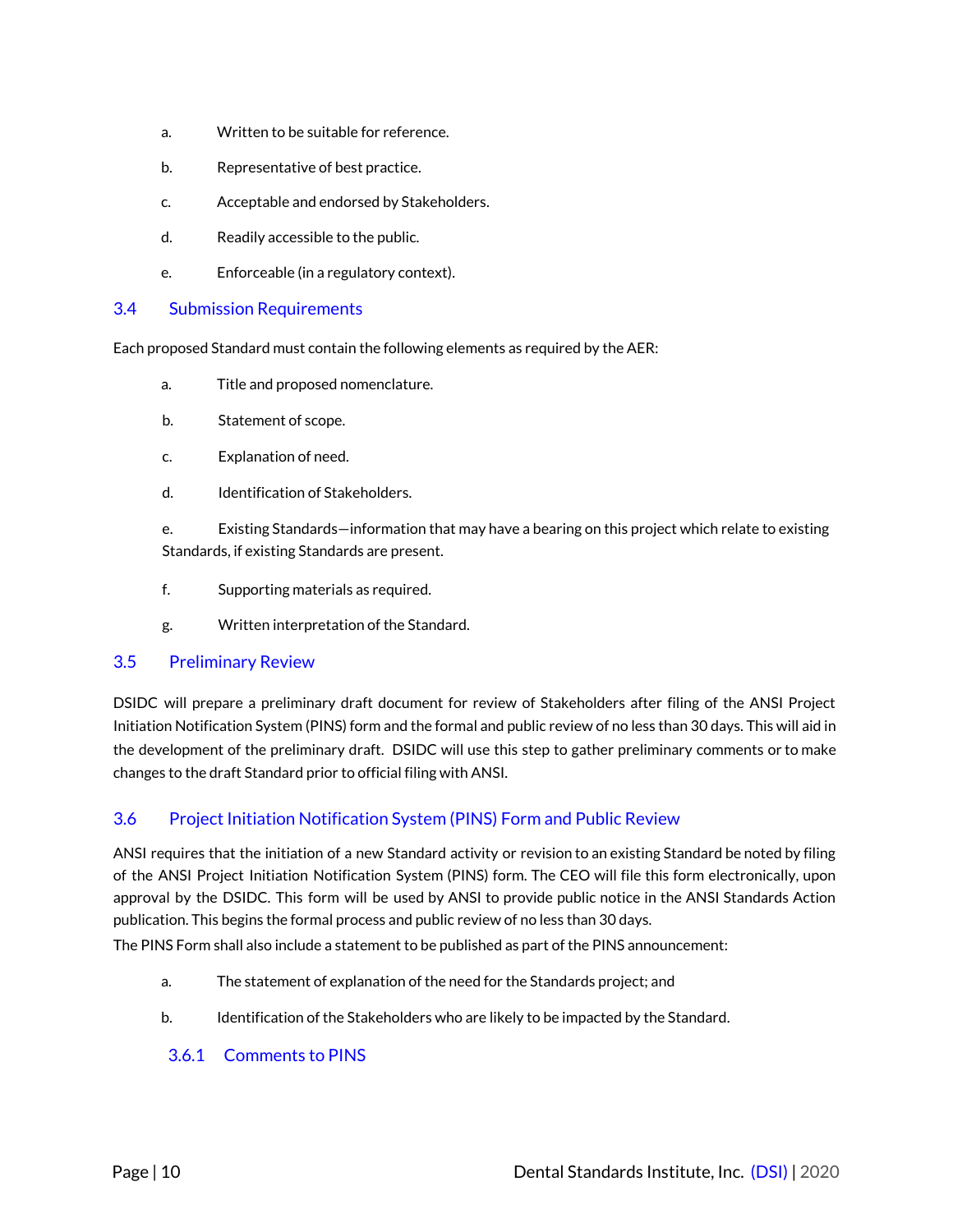a. Written to be suitable for reference.

b. Representative of best practice.

c. Acceptable and endorsed by Stakeholders.

d. Readily accessible to the public.

e. Enforceable (in a regulatory context).

## 3.4 Submission Requirements

Each proposed Standard must contain the following elements as required by the AER:

a. Title and proposed nomenclature.

b. Statement of scope.

c. Explanation of need.

d. Identification of Stakeholders.

e. Existing Standards—information that may have a bearing on this project which relate to existing Standards, if existing Standards are present.

f. Supporting materials as required.

g. Written interpretation of the Standard.

## 3.5 Preliminary Review

DSIDC will prepare a preliminary draft document for review of Stakeholders after filing of the ANSI Project Initiation Notification System (PINS) form and the formal and public review of no less than 30 days. This will aid in the development of the preliminary draft. DSIDC will use this step to gather preliminary comments or to make changes to the draft Standard prior to official filing with ANSI.

## 3.6 Project Initiation Notification System (PINS) Form and Public Review

ANSI requires that the initiation of a new Standard activity or revision to an existing Standard be noted by filing of the ANSI Project Initiation Notification System (PINS) form. The CEO will file this form electronically, upon approval by the DSIDC. This form will be used by ANSI to provide public notice in the ANSI Standards Action publication. This begins the formal process and public review of no less than 30 days.

The PINS Form shall also include a statement to be published as part of the PINS announcement:

a. The statement of explanation of the need for the Standards project; and

b. Identification of the Stakeholders who are likely to be impacted by the Standard.

### 3.6.1 Comments to PINS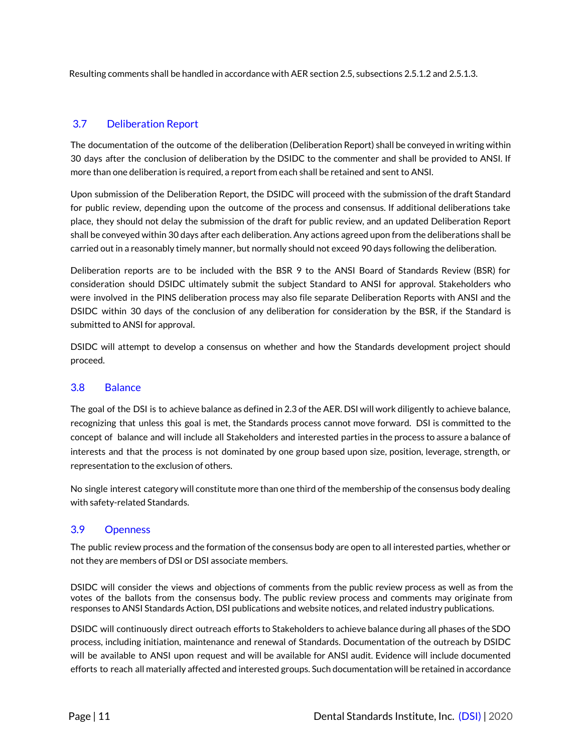Resulting comments shall be handled in accordance with AER section 2.5, subsections 2.5.1.2 and 2.5.1.3.

## 3.7 Deliberation Report

The documentation of the outcome of the deliberation (Deliberation Report) shall be conveyed in writing within 30 days after the conclusion of deliberation by the DSIDC to the commenter and shall be provided to ANSI. If more than one deliberation is required, a report from each shall be retained and sent to ANSI.

Upon submission of the Deliberation Report, the DSIDC will proceed with the submission of the draft Standard for public review, depending upon the outcome of the process and consensus. If additional deliberations take place, they should not delay the submission of the draft for public review, and an updated Deliberation Report shall be conveyed within 30 days after each deliberation. Any actions agreed upon from the deliberations shall be carried out in a reasonably timely manner, but normally should not exceed 90 days following the deliberation.

Deliberation reports are to be included with the BSR 9 to the ANSI Board of Standards Review (BSR) for consideration should DSIDC ultimately submit the subject Standard to ANSI for approval. Stakeholders who were involved in the PINS deliberation process may also file separate Deliberation Reports with ANSI and the DSIDC within 30 days of the conclusion of any deliberation for consideration by the BSR, if the Standard is submitted to ANSI for approval.

DSIDC will attempt to develop a consensus on whether and how the Standards development project should proceed.

## 3.8 Balance

The goal of the DSI is to achieve balance as defined in 2.3 of the AER. DSI will work diligently to achieve balance, recognizing that unless this goal is met, the Standards process cannot move forward. DSI is committed to the concept of balance and will include all Stakeholders and interested parties in the process to assure a balance of interests and that the process is not dominated by one group based upon size, position, leverage, strength, or representation to the exclusion of others.

No single interest category will constitute more than one third of the membership of the consensus body dealing with safety-related Standards.

## 3.9 Openness

The public review process and the formation of the consensus body are open to all interested parties, whether or not they are members of DSI or DSI associate members.

DSIDC will consider the views and objections of comments from the public review process as well as from the votes of the ballots from the consensus body. The public review process and comments may originate from responses to ANSI Standards Action, DSI publications and website notices, and related industry publications.

DSIDC will continuously direct outreach efforts to Stakeholders to achieve balance during all phases of the SDO process, including initiation, maintenance and renewal of Standards. Documentation of the outreach by DSIDC will be available to ANSI upon request and will be available for ANSI audit. Evidence will include documented efforts to reach all materially affected and interested groups. Such documentation will be retained in accordance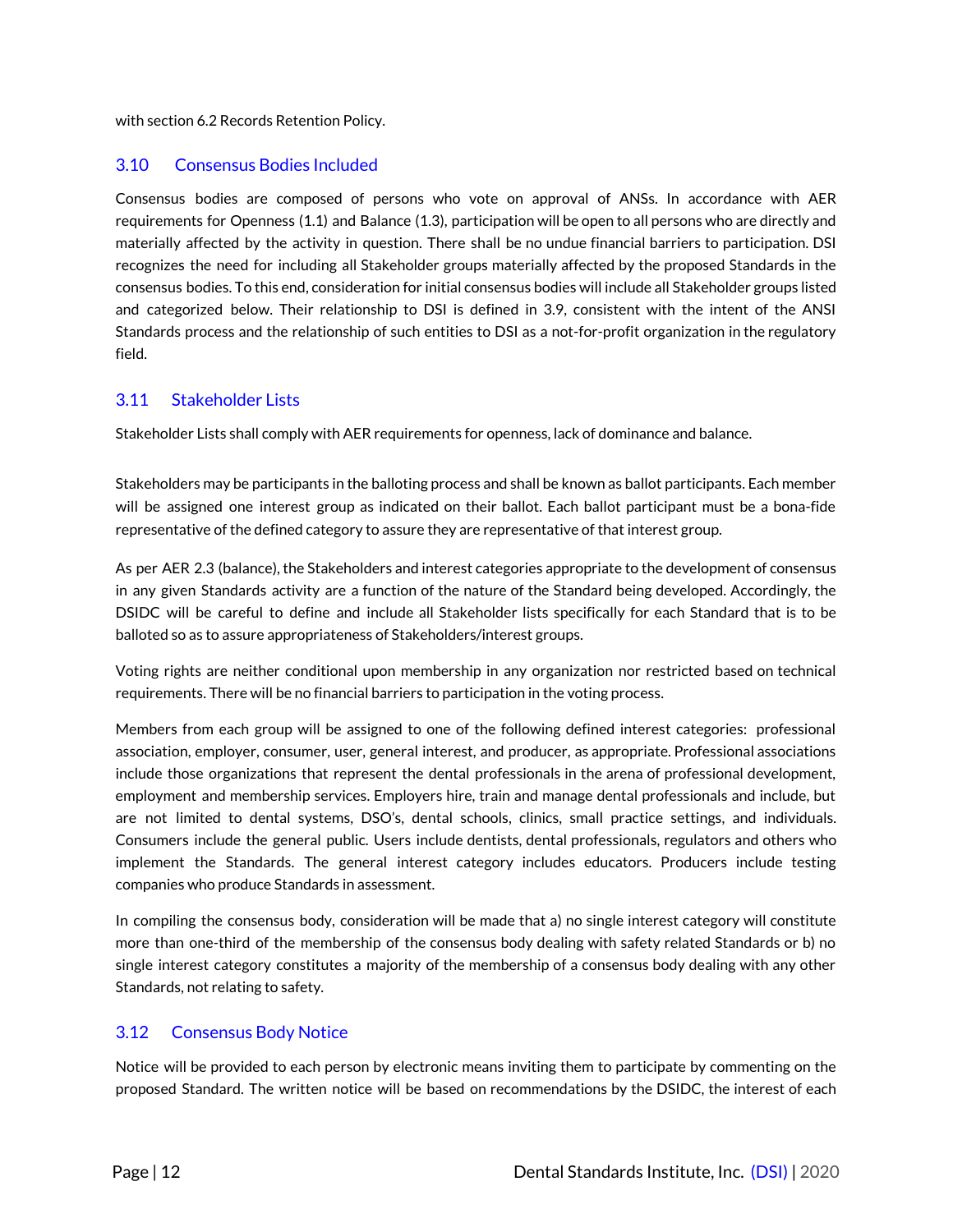with section 6.2 Records Retention Policy.

## 3.10 Consensus Bodies Included

Consensus bodies are composed of persons who vote on approval of ANSs. In accordance with AER requirements for Openness (1.1) and Balance (1.3), participation will be open to all persons who are directly and materially affected by the activity in question. There shall be no undue financial barriers to participation. DSI recognizes the need for including all Stakeholder groups materially affected by the proposed Standards in the consensus bodies. To this end, consideration for initial consensus bodies will include all Stakeholder groups listed and categorized below. Their relationship to DSI is defined in 3.9, consistent with the intent of the ANSI Standards process and the relationship of such entities to DSI as a not-for-profit organization in the regulatory field.

## 3.11 Stakeholder Lists

Stakeholder Lists shall comply with AER requirements for openness, lack of dominance and balance.

Stakeholders may be participants in the balloting process and shall be known as ballot participants. Each member will be assigned one interest group as indicated on their ballot. Each ballot participant must be a bona-fide representative of the defined category to assure they are representative of that interest group.

As per AER 2.3 (balance), the Stakeholders and interest categories appropriate to the development of consensus in any given Standards activity are a function of the nature of the Standard being developed. Accordingly, the DSIDC will be careful to define and include all Stakeholder lists specifically for each Standard that is to be balloted so as to assure appropriateness of Stakeholders/interest groups.

Voting rights are neither conditional upon membership in any organization nor restricted based on technical requirements. There will be no financial barriers to participation in the voting process.

Members from each group will be assigned to one of the following defined interest categories: professional association, employer, consumer, user, general interest, and producer, as appropriate. Professional associations include those organizations that represent the dental professionals in the arena of professional development, employment and membership services. Employers hire, train and manage dental professionals and include, but are not limited to dental systems, DSO's, dental schools, clinics, small practice settings, and individuals. Consumers include the general public. Users include dentists, dental professionals, regulators and others who implement the Standards. The general interest category includes educators. Producers include testing companies who produce Standards in assessment.

In compiling the consensus body, consideration will be made that a) no single interest category will constitute more than one-third of the membership of the consensus body dealing with safety related Standards or b) no single interest category constitutes a majority of the membership of a consensus body dealing with any other Standards, not relating to safety.

## 3.12 Consensus Body Notice

Notice will be provided to each person by electronic means inviting them to participate by commenting on the proposed Standard. The written notice will be based on recommendations by the DSIDC, the interest of each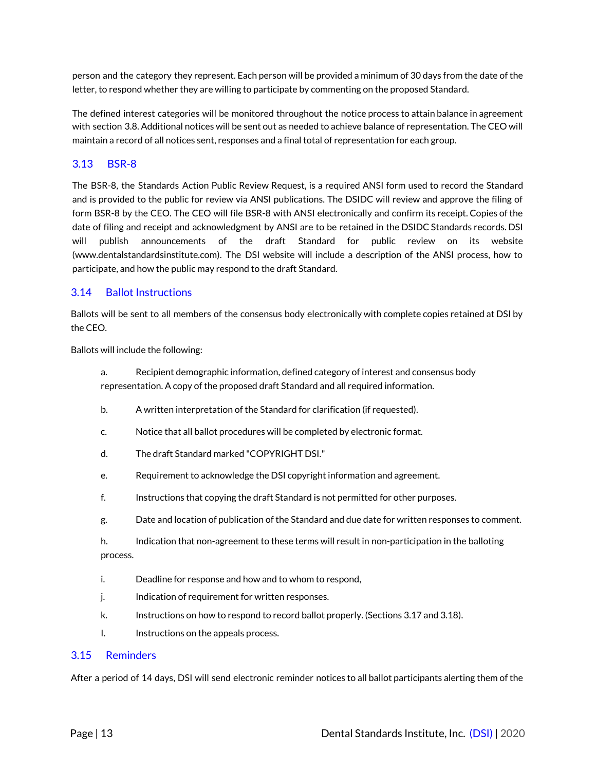person and the category they represent. Each person will be provided a minimum of 30 days from the date of the letter, to respond whether they are willing to participate by commenting on the proposed Standard.

The defined interest categories will be monitored throughout the notice process to attain balance in agreement with section 3.8. Additional notices will be sent out as needed to achieve balance of representation. The CEO will maintain a record of all notices sent, responses and a final total of representation for each group.

### 3.13 BSR-8

The BSR-8, the Standards Action Public Review Request, is a required ANSI form used to record the Standard and is provided to the public for review via ANSI publications. The DSIDC will review and approve the filing of form BSR-8 by the CEO. The CEO will file BSR-8 with ANSI electronically and confirm its receipt. Copies of the date of filing and receipt and acknowledgment by ANSI are to be retained in the DSIDC Standards records. DSI will publish announcements of the draft Standard for public review on its website (www.dentalstandardsinstitute.com). The DSI website will include a description of the ANSI process, how to participate, and how the public may respond to the draft Standard.

### 3.14 Ballot Instructions

Ballots will be sent to all members of the consensus body electronically with complete copies retained at DSI by the CEO.

Ballots will include the following:

a. Recipient demographic information, defined category of interest and consensus body representation. A copy of the proposed draft Standard and all required information.

b. A written interpretation of the Standard for clarification (if requested).

c. Notice that all ballot procedures will be completed by electronic format.

d. The draft Standard marked "COPYRIGHT DSI."

e. Requirement to acknowledge the DSI copyright information and agreement.

f. Instructions that copying the draft Standard is not permitted for other purposes.

g. Date and location of publication of the Standard and due date for written responses to comment.

h. Indication that non-agreement to these terms will result in non-participation in the balloting process.

i. Deadline for response and how and to whom to respond,

j. Indication of requirement for written responses.

k. Instructions on how to respond to record ballot properly. (Sections 3.17 and 3.18).

l. Instructions on the appeals process.

### 3.15 Reminders

After a period of 14 days, DSI will send electronic reminder notices to all ballot participants alerting them of the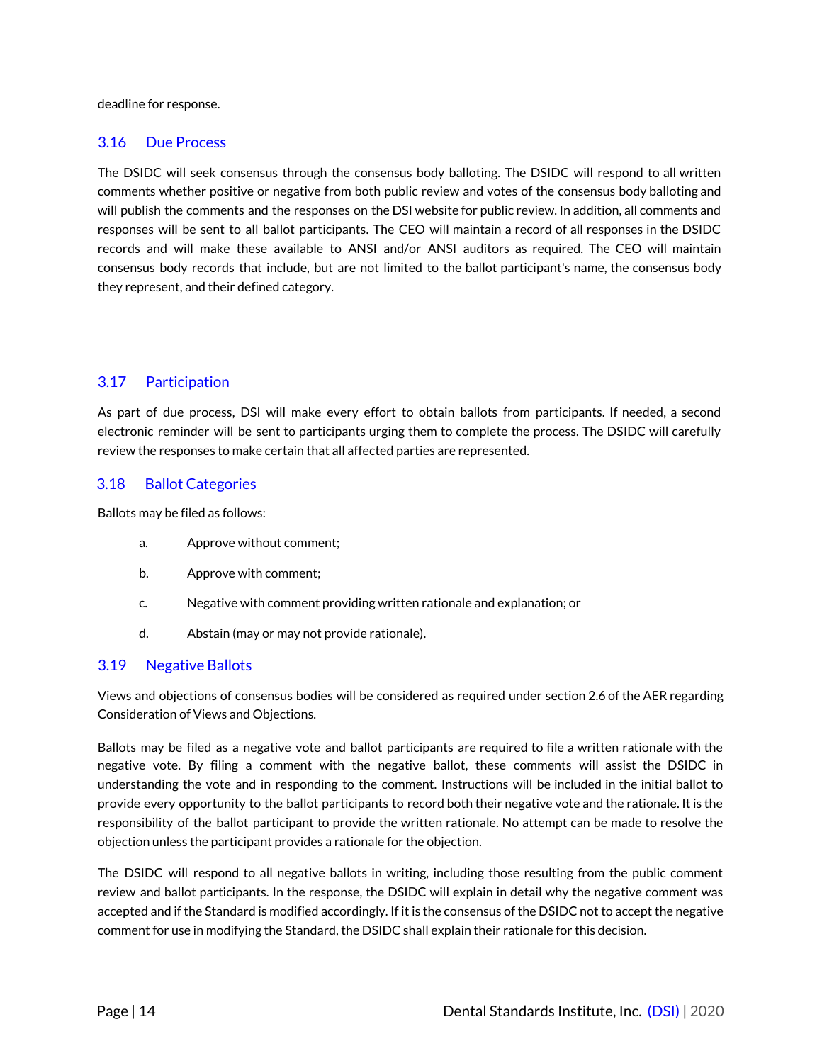deadline for response.

## 3.16 Due Process

The DSIDC will seek consensus through the consensus body balloting. The DSIDC will respond to all written comments whether positive or negative from both public review and votes of the consensus body balloting and will publish the comments and the responses on the DSI website for public review. In addition, all comments and responses will be sent to all ballot participants. The CEO will maintain a record of all responses in the DSIDC records and will make these available to ANSI and/or ANSI auditors as required. The CEO will maintain consensus body records that include, but are not limited to the ballot participant's name, the consensus body they represent, and their defined category.

## 3.17 Participation

As part of due process, DSI will make every effort to obtain ballots from participants. If needed, a second electronic reminder will be sent to participants urging them to complete the process. The DSIDC will carefully review the responses to make certain that all affected parties are represented.

## 3.18 Ballot Categories

Ballots may be filed as follows:

a. Approve without comment;

b. Approve with comment;

c. Negative with comment providing written rationale and explanation; or

d. Abstain (may or may not provide rationale).

## 3.19 Negative Ballots

Views and objections of consensus bodies will be considered as required under section 2.6 of the AER regarding Consideration of Views and Objections.

Ballots may be filed as a negative vote and ballot participants are required to file a written rationale with the negative vote. By filing a comment with the negative ballot, these comments will assist the DSIDC in understanding the vote and in responding to the comment. Instructions will be included in the initial ballot to provide every opportunity to the ballot participants to record both their negative vote and the rationale. It is the responsibility of the ballot participant to provide the written rationale. No attempt can be made to resolve the objection unless the participant provides a rationale for the objection.

The DSIDC will respond to all negative ballots in writing, including those resulting from the public comment review and ballot participants. In the response, the DSIDC will explain in detail why the negative comment was accepted and if the Standard is modified accordingly. If it is the consensus of the DSIDC not to accept the negative comment for use in modifying the Standard, the DSIDC shall explain their rationale for this decision.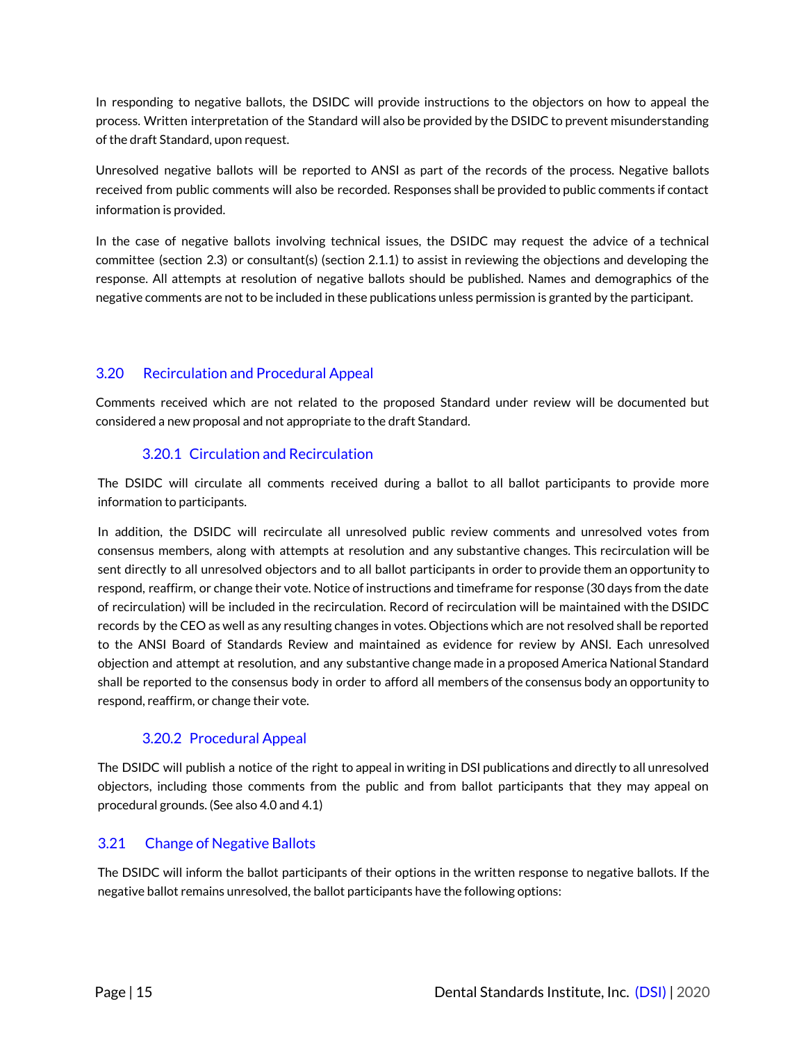In responding to negative ballots, the DSIDC will provide instructions to the objectors on how to appeal the process. Written interpretation of the Standard will also be provided by the DSIDC to prevent misunderstanding of the draft Standard, upon request.

Unresolved negative ballots will be reported to ANSI as part of the records of the process. Negative ballots received from public comments will also be recorded. Responses shall be provided to public comments if contact information is provided.

In the case of negative ballots involving technical issues, the DSIDC may request the advice of a technical committee (section 2.3) or consultant(s) (section 2.1.1) to assist in reviewing the objections and developing the response. All attempts at resolution of negative ballots should be published. Names and demographics of the negative comments are not to be included in these publications unless permission is granted by the participant.

## 3.20 Recirculation and Procedural Appeal

Comments received which are not related to the proposed Standard under review will be documented but considered a new proposal and not appropriate to the draft Standard.

### 3.20.1 Circulation and Recirculation

The DSIDC will circulate all comments received during a ballot to all ballot participants to provide more information to participants.

In addition, the DSIDC will recirculate all unresolved public review comments and unresolved votes from consensus members, along with attempts at resolution and any substantive changes. This recirculation will be sent directly to all unresolved objectors and to all ballot participants in order to provide them an opportunity to respond, reaffirm, or change their vote. Notice of instructions and timeframe for response (30 days from the date of recirculation) will be included in the recirculation. Record of recirculation will be maintained with the DSIDC records by the CEO as well as any resulting changes in votes. Objections which are not resolved shall be reported to the ANSI Board of Standards Review and maintained as evidence for review by ANSI. Each unresolved objection and attempt at resolution, and any substantive change made in a proposed America National Standard shall be reported to the consensus body in order to afford all members of the consensus body an opportunity to respond, reaffirm, or change their vote.

### 3.20.2 Procedural Appeal

The DSIDC will publish a notice of the right to appeal in writing in DSI publications and directly to all unresolved objectors, including those comments from the public and from ballot participants that they may appeal on procedural grounds. (See also 4.0 and 4.1)

## 3.21 Change of Negative Ballots

The DSIDC will inform the ballot participants of their options in the written response to negative ballots. If the negative ballot remains unresolved, the ballot participants have the following options: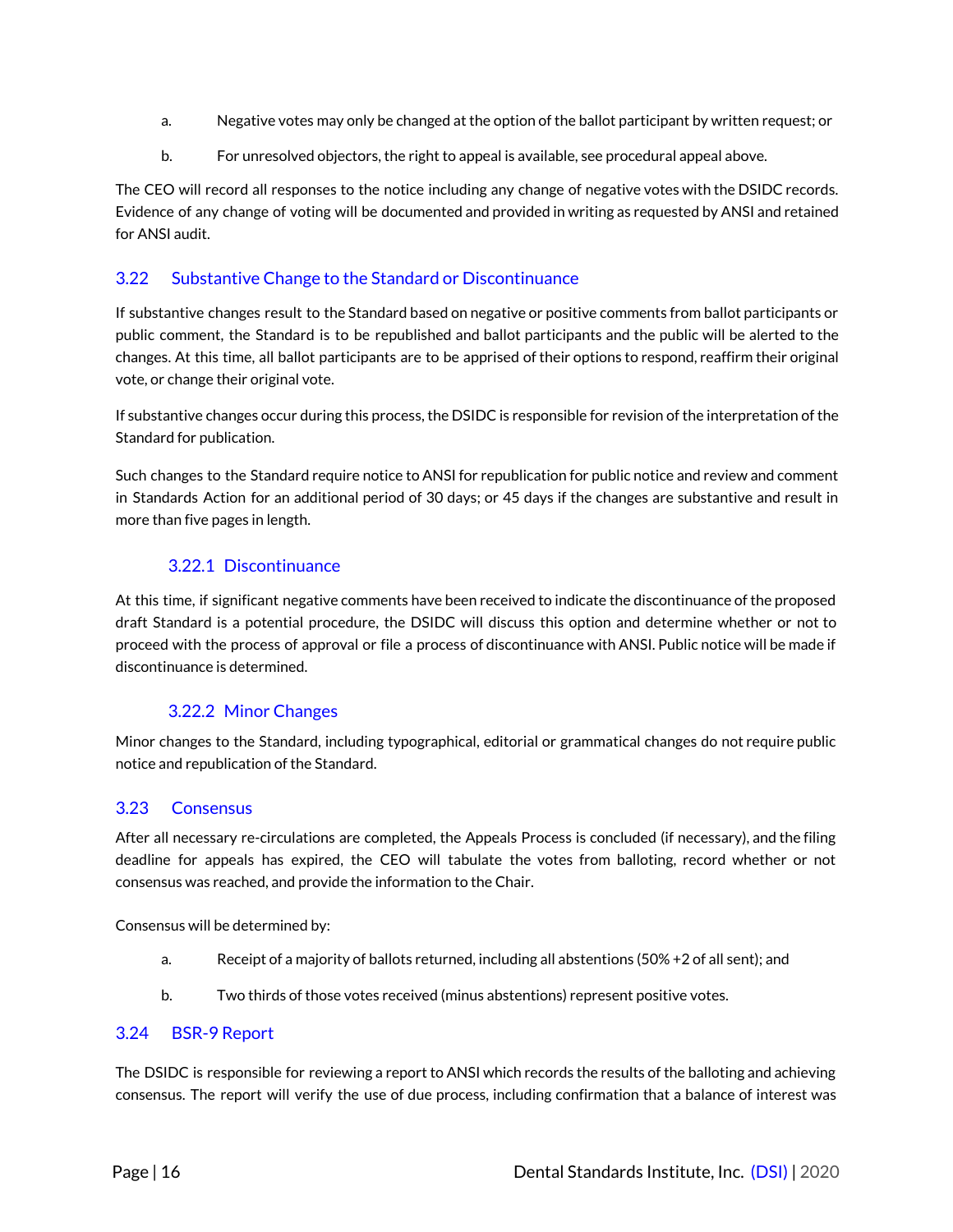a. Negative votes may only be changed at the option of the ballot participant by written request; or

b. For unresolved objectors, the right to appeal is available, see procedural appeal above.

The CEO will record all responses to the notice including any change of negative votes with the DSIDC records. Evidence of any change of voting will be documented and provided in writing as requested by ANSI and retained for ANSI audit.

## 3.22 Substantive Change to the Standard or Discontinuance

If substantive changes result to the Standard based on negative or positive comments from ballot participants or public comment, the Standard is to be republished and ballot participants and the public will be alerted to the changes. At this time, all ballot participants are to be apprised of their options to respond, reaffirm their original vote, or change their original vote.

If substantive changes occur during this process, the DSIDC is responsible for revision of the interpretation of the Standard for publication.

Such changes to the Standard require notice to ANSI for republication for public notice and review and comment in Standards Action for an additional period of 30 days; or 45 days if the changes are substantive and result in more than five pages in length.

### 3.22.1 Discontinuance

At this time, if significant negative comments have been received to indicate the discontinuance of the proposed draft Standard is a potential procedure, the DSIDC will discuss this option and determine whether or not to proceed with the process of approval or file a process of discontinuance with ANSI. Public notice will be made if discontinuance is determined.

### 3.22.2 Minor Changes

Minor changes to the Standard, including typographical, editorial or grammatical changes do not require public notice and republication of the Standard.

## 3.23 Consensus

After all necessary re-circulations are completed, the Appeals Process is concluded (if necessary), and the filing deadline for appeals has expired, the CEO will tabulate the votes from balloting, record whether or not consensus was reached, and provide the information to the Chair.

Consensus will be determined by:

a. Receipt of a majority of ballots returned, including all abstentions (50% +2 of all sent); and

b. Two thirds of those votes received (minus abstentions) represent positive votes.

## 3.24 BSR-9 Report

The DSIDC is responsible for reviewing a report to ANSI which records the results of the balloting and achieving consensus. The report will verify the use of due process, including confirmation that a balance of interest was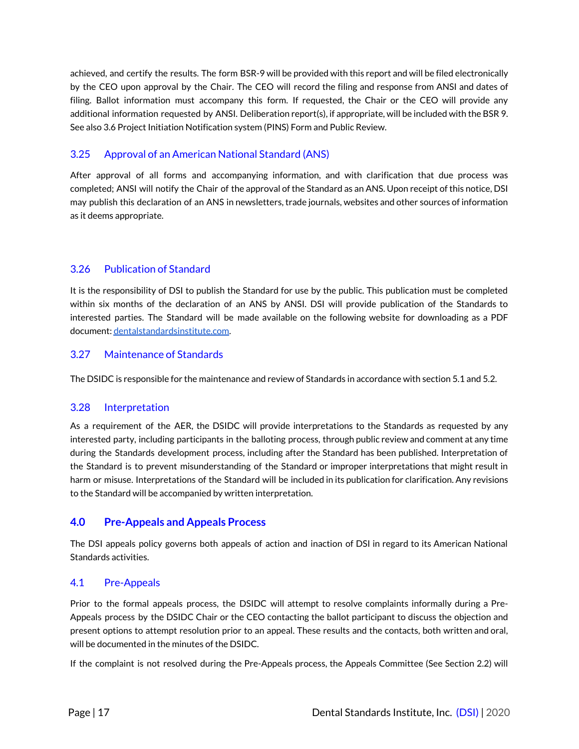achieved, and certify the results. The form BSR-9 will be provided with this report and will be filed electronically by the CEO upon approval by the Chair. The CEO will record the filing and response from ANSI and dates of filing. Ballot information must accompany this form. If requested, the Chair or the CEO will provide any additional information requested by ANSI. Deliberation report(s), if appropriate, will be included with the BSR 9. See also 3.6 Project Initiation Notification system (PINS) Form and Public Review.

### 3.25 Approval of an American National Standard (ANS)

After approval of all forms and accompanying information, and with clarification that due process was completed; ANSI will notify the Chair of the approval of the Standard as an ANS. Upon receipt of this notice, DSI may publish this declaration of an ANS in newsletters, trade journals, websites and other sources of information as it deems appropriate.

### 3.26 Publication of Standard

It is the responsibility of DSI to publish the Standard for use by the public. This publication must be completed within six months of the declaration of an ANS by ANSI. DSI will provide publication of the Standards to interested parties. The Standard will be made available on the following website for downloading as a PDF document: [dentalstandardsinstitute.com](dentalstandardsinstitute.com).

### 3.27 Maintenance of Standards

The DSIDC is responsible for the maintenance and review of Standards in accordance with section 5.1 and 5.2.

### 3.28 Interpretation

As a requirement of the AER, the DSIDC will provide interpretations to the Standards as requested by any interested party, including participants in the balloting process, through public review and comment at any time during the Standards development process, including after the Standard has been published. Interpretation of the Standard is to prevent misunderstanding of the Standard or improper interpretations that might result in harm or misuse. Interpretations of the Standard will be included in its publication for clarification. Any revisions to the Standard will be accompanied by written interpretation.

## 4.0 Pre-Appeals and Appeals Process

The DSI appeals policy governs both appeals of action and inaction of DSI in regard to its American National Standards activities.

### 4.1 Pre-Appeals

Prior to the formal appeals process, the DSIDC will attempt to resolve complaints informally during a Pre-Appeals process by the DSIDC Chair or the CEO contacting the ballot participant to discuss the objection and present options to attempt resolution prior to an appeal. These results and the contacts, both written and oral, will be documented in the minutes of the DSIDC.

If the complaint is not resolved during the Pre-Appeals process, the Appeals Committee (See Section 2.2) will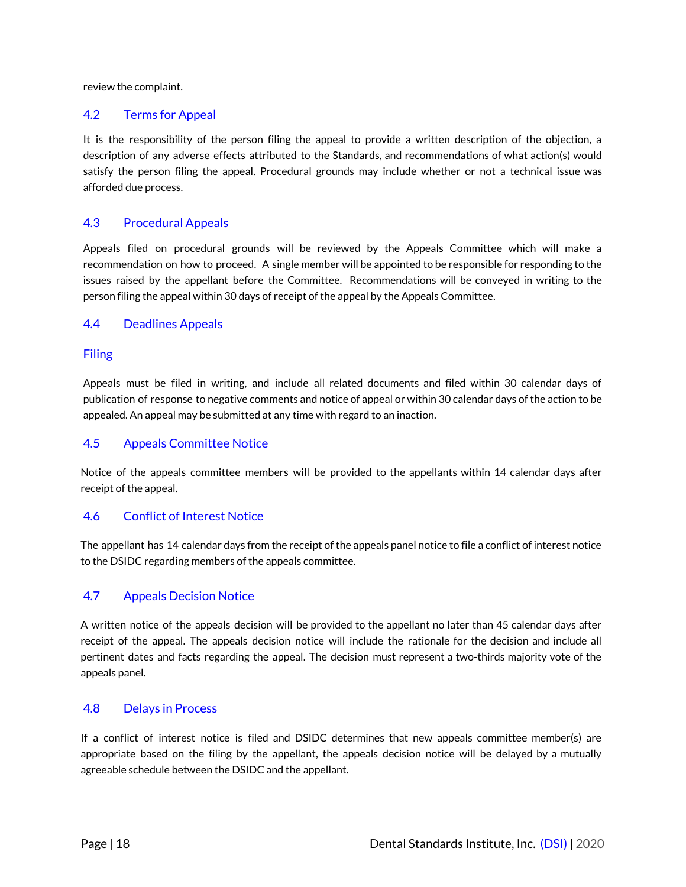review the complaint.

### 4.2 Terms for Appeal

It is the responsibility of the person filing the appeal to provide a written description of the objection, a description of any adverse effects attributed to the Standards, and recommendations of what action(s) would satisfy the person filing the appeal. Procedural grounds may include whether or not a technical issue was afforded due process.

### 4.3 Procedural Appeals

Appeals filed on procedural grounds will be reviewed by the Appeals Committee which will make a recommendation on how to proceed. A single member will be appointed to be responsible for responding to the issues raised by the appellant before the Committee. Recommendations will be conveyed in writing to the person filing the appeal within 30 days of receipt of the appeal by the Appeals Committee.

### 4.4 Deadlines Appeals

#### Filing

Appeals must be filed in writing, and include all related documents and filed within 30 calendar days of publication of response to negative comments and notice of appeal or within 30 calendar days of the action to be appealed. An appeal may be submitted at any time with regard to an inaction.

### 4.5 Appeals Committee Notice

Notice of the appeals committee members will be provided to the appellants within 14 calendar days after receipt of the appeal.

### 4.6 Conflict of Interest Notice

The appellant has 14 calendar days from the receipt of the appeals panel notice to file a conflict of interest notice to the DSIDC regarding members of the appeals committee.

### 4.7 Appeals Decision Notice

A written notice of the appeals decision will be provided to the appellant no later than 45 calendar days after receipt of the appeal. The appeals decision notice will include the rationale for the decision and include all pertinent dates and facts regarding the appeal. The decision must represent a two-thirds majority vote of the appeals panel.

### 4.8 Delays in Process

If a conflict of interest notice is filed and DSIDC determines that new appeals committee member(s) are appropriate based on the filing by the appellant, the appeals decision notice will be delayed by a mutually agreeable schedule between the DSIDC and the appellant.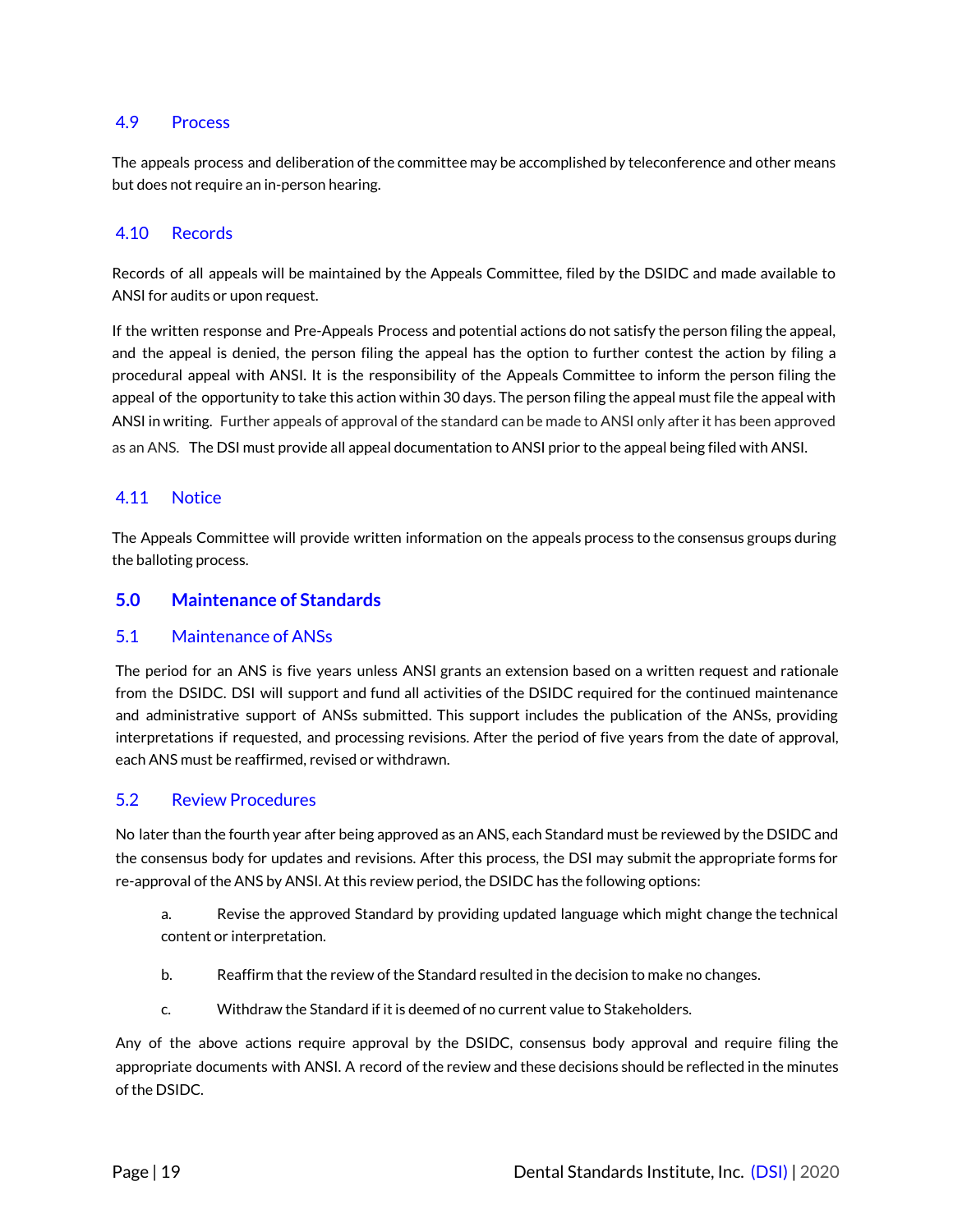### 4.9 Process

The appeals process and deliberation of the committee may be accomplished by teleconference and other means but does not require an in-person hearing.

### 4.10 Records

Records of all appeals will be maintained by the Appeals Committee, filed by the DSIDC and made available to ANSI for audits or upon request.

If the written response and Pre-Appeals Process and potential actions do not satisfy the person filing the appeal, and the appeal is denied, the person filing the appeal has the option to further contest the action by filing a procedural appeal with ANSI. It is the responsibility of the Appeals Committee to inform the person filing the appeal of the opportunity to take this action within 30 days. The person filing the appeal must file the appeal with ANSI in writing. Further appeals of approval of the standard can be made to ANSI only after it has been approved as an ANS. The DSI must provide all appeal documentation to ANSI prior to the appeal being filed with ANSI.

### 4.11 Notice

The Appeals Committee will provide written information on the appeals process to the consensus groups during the balloting process.

## 5.0 Maintenance of Standards

### 5.1 Maintenance of ANSs

The period for an ANS is five years unless ANSI grants an extension based on a written request and rationale from the DSIDC. DSI will support and fund all activities of the DSIDC required for the continued maintenance and administrative support of ANSs submitted. This support includes the publication of the ANSs, providing interpretations if requested, and processing revisions. After the period of five years from the date of approval, each ANS must be reaffirmed, revised or withdrawn.

### 5.2 Review Procedures

No later than the fourth year after being approved as an ANS, each Standard must be reviewed by the DSIDC and the consensus body for updates and revisions. After this process, the DSI may submit the appropriate forms for re-approval of the ANS by ANSI. At this review period, the DSIDC has the following options:

a. Revise the approved Standard by providing updated language which might change the technical content or interpretation.

b. Reaffirm that the review of the Standard resulted in the decision to make no changes.

c. Withdraw the Standard if it is deemed of no current value to Stakeholders.

Any of the above actions require approval by the DSIDC, consensus body approval and require filing the appropriate documents with ANSI. A record of the review and these decisions should be reflected in the minutes of the DSIDC.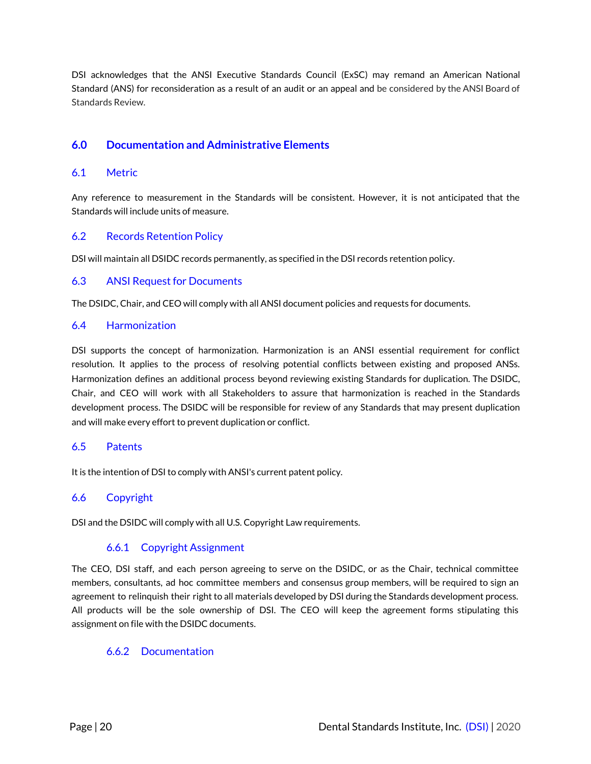DSI acknowledges that the ANSI Executive Standards Council (ExSC) may remand an American National Standard (ANS) for reconsideration as a result of an audit or an appeal and be considered by the ANSI Board of Standards Review.

## 6.0 Documentation and Administrative Elements

### 6.1 Metric

Any reference to measurement in the Standards will be consistent. However, it is not anticipated that the Standards will include units of measure.

### 6.2 Records Retention Policy

DSI will maintain all DSIDC records permanently, as specified in the DSI records retention policy.

### 6.3 ANSI Request for Documents

The DSIDC, Chair, and CEO will comply with all ANSI document policies and requests for documents.

### 6.4 Harmonization

DSI supports the concept of harmonization. Harmonization is an ANSI essential requirement for conflict resolution. It applies to the process of resolving potential conflicts between existing and proposed ANSs. Harmonization defines an additional process beyond reviewing existing Standards for duplication. The DSIDC, Chair, and CEO will work with all Stakeholders to assure that harmonization is reached in the Standards development process. The DSIDC will be responsible for review of any Standards that may present duplication and will make every effort to prevent duplication or conflict.

### 6.5 Patents

It is the intention of DSI to comply with ANSI's current patent policy.

### 6.6 Copyright

DSI and the DSIDC will comply with all U.S. Copyright Law requirements.

#### 6.6.1 Copyright Assignment

The CEO, DSI staff, and each person agreeing to serve on the DSIDC, or as the Chair, technical committee members, consultants, ad hoc committee members and consensus group members, will be required to sign an agreement to relinquish their right to all materials developed by DSI during the Standards development process. All products will be the sole ownership of DSI. The CEO will keep the agreement forms stipulating this assignment on file with the DSIDC documents.

#### 6.6.2 Documentation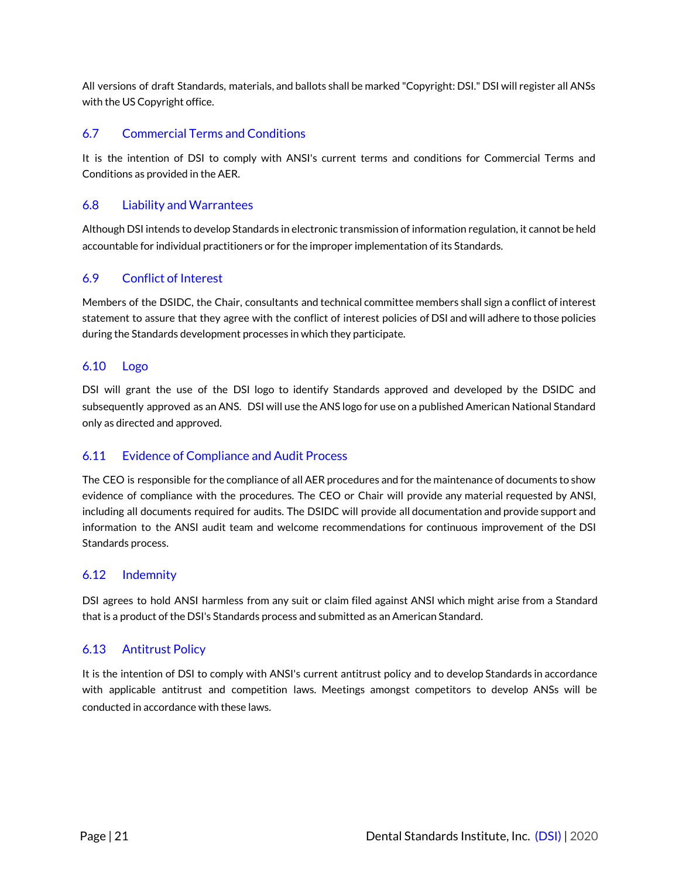All versions of draft Standards, materials, and ballots shall be marked "Copyright: DSI." DSI will register all ANSs with the US Copyright office.

## 6.7 Commercial Terms and Conditions

It is the intention of DSI to comply with ANSI's current terms and conditions for Commercial Terms and Conditions as provided in the AER.

## 6.8 Liability and Warrantees

Although DSI intends to develop Standards in electronic transmission of information regulation, it cannot be held accountable for individual practitioners or for the improper implementation of its Standards.

## 6.9 Conflict of Interest

Members of the DSIDC, the Chair, consultants and technical committee members shall sign a conflict of interest statement to assure that they agree with the conflict of interest policies of DSI and will adhere to those policies during the Standards development processes in which they participate.

## 6.10 Logo

DSI will grant the use of the DSI logo to identify Standards approved and developed by the DSIDC and subsequently approved as an ANS. DSI will use the ANS logo for use on a published American National Standard only as directed and approved.

## 6.11 Evidence of Compliance and Audit Process

The CEO is responsible for the compliance of all AER procedures and for the maintenance of documents to show evidence of compliance with the procedures. The CEO or Chair will provide any material requested by ANSI, including all documents required for audits. The DSIDC will provide all documentation and provide support and information to the ANSI audit team and welcome recommendations for continuous improvement of the DSI Standards process.

## 6.12 Indemnity

DSI agrees to hold ANSI harmless from any suit or claim filed against ANSI which might arise from a Standard that is a product of the DSI's Standards process and submitted as an American Standard.

## 6.13 Antitrust Policy

It is the intention of DSI to comply with ANSI's current antitrust policy and to develop Standards in accordance with applicable antitrust and competition laws. Meetings amongst competitors to develop ANSs will be conducted in accordance with these laws.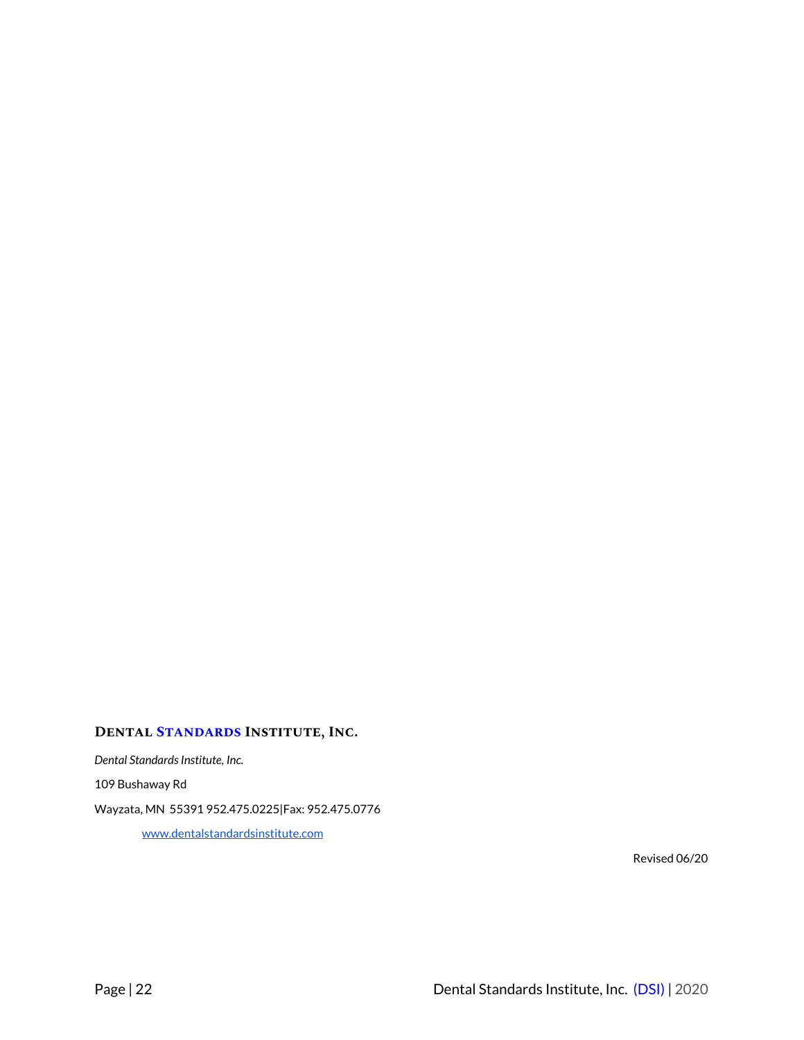**DENTAL STANDARDS INSTITUTE, INC.**

*Dental Standards Institute, Inc.*

109 Bushaway Rd

Wayzata, MN 55391 952.475.0225|Fax: 952.475.0776

www.dentalstandardsinstitute.com

Revised 06/20